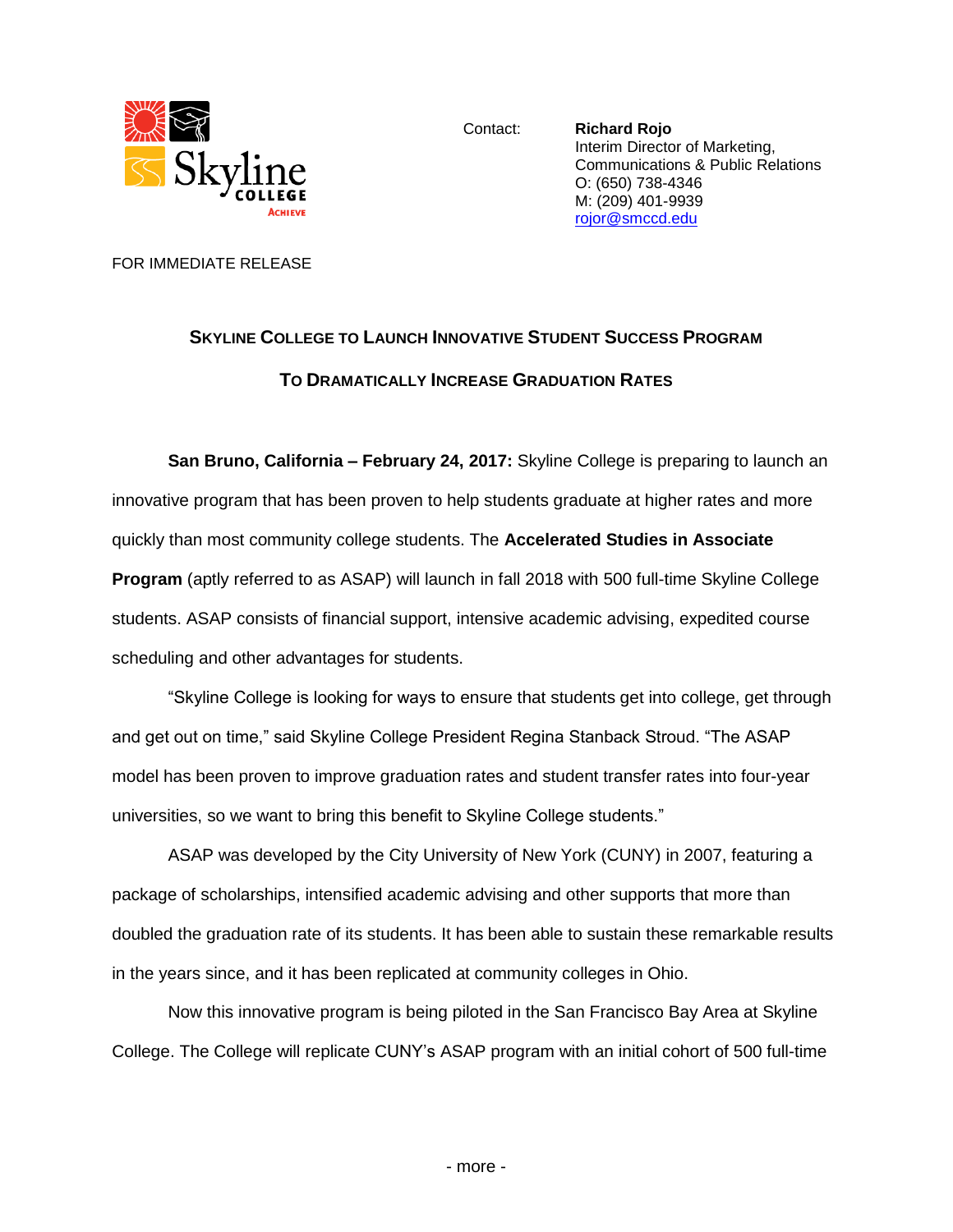Contact: **Richard Rojo**
Interim Director of Marketing, Communications & Public Relations
O: (650) 738-4346
M: (209) 401-9939
rojor@smccd.edu

FOR IMMEDIATE RELEASE

## Skyline College to Launch Innovative Student Success Program To Dramatically Increase Graduation Rates

**San Bruno, California – February 24, 2017:** Skyline College is preparing to launch an innovative program that has been proven to help students graduate at higher rates and more quickly than most community college students. The **Accelerated Studies in Associate Program** (aptly referred to as ASAP) will launch in fall 2018 with 500 full-time Skyline College students. ASAP consists of financial support, intensive academic advising, expedited course scheduling and other advantages for students.

"Skyline College is looking for ways to ensure that students get into college, get through and get out on time," said Skyline College President Regina Stanback Stroud. "The ASAP model has been proven to improve graduation rates and student transfer rates into four-year universities, so we want to bring this benefit to Skyline College students."

ASAP was developed by the City University of New York (CUNY) in 2007, featuring a package of scholarships, intensified academic advising and other supports that more than doubled the graduation rate of its students. It has been able to sustain these remarkable results in the years since, and it has been replicated at community colleges in Ohio.

Now this innovative program is being piloted in the San Francisco Bay Area at Skyline College. The College will replicate CUNY's ASAP program with an initial cohort of 500 full-time

\- more -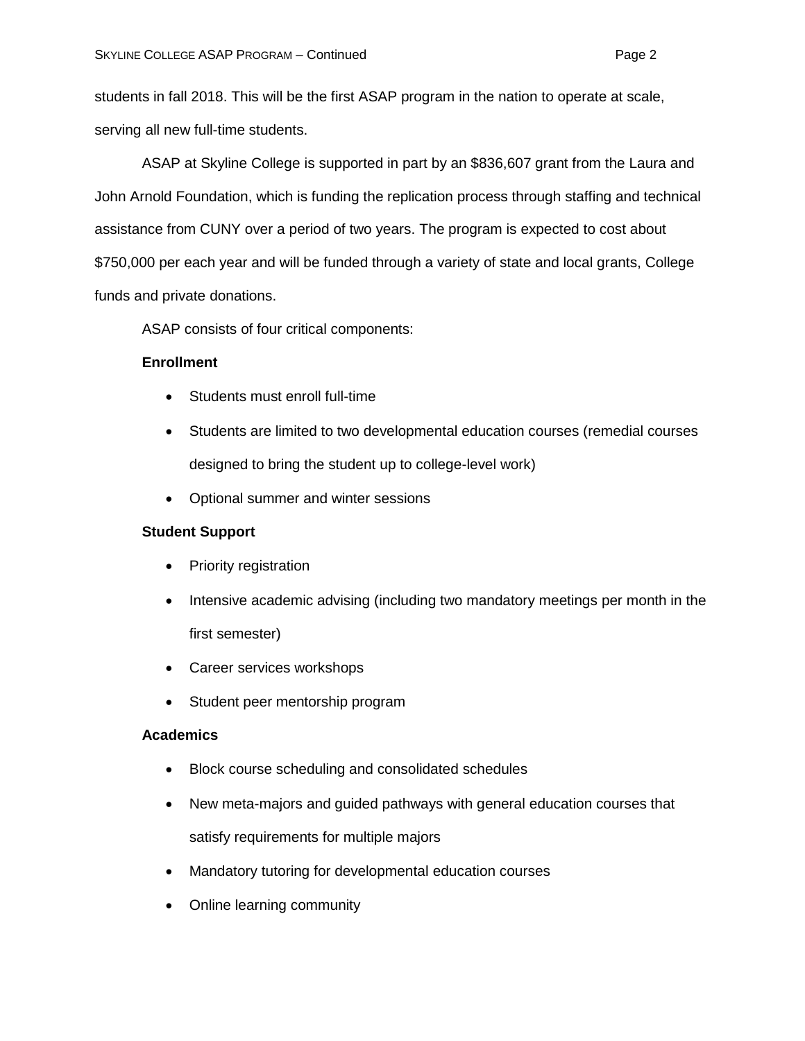students in fall 2018. This will be the first ASAP program in the nation to operate at scale, serving all new full-time students.

ASAP at Skyline College is supported in part by an $836,607 grant from the Laura and John Arnold Foundation, which is funding the replication process through staffing and technical assistance from CUNY over a period of two years. The program is expected to cost about $750,000 per each year and will be funded through a variety of state and local grants, College funds and private donations.

ASAP consists of four critical components:

**Enrollment**

- Students must enroll full-time
- Students are limited to two developmental education courses (remedial courses designed to bring the student up to college-level work)
- Optional summer and winter sessions

**Student Support**

- Priority registration
- Intensive academic advising (including two mandatory meetings per month in the first semester)
- Career services workshops
- Student peer mentorship program

**Academics**

- Block course scheduling and consolidated schedules
- New meta-majors and guided pathways with general education courses that satisfy requirements for multiple majors
- Mandatory tutoring for developmental education courses
- Online learning community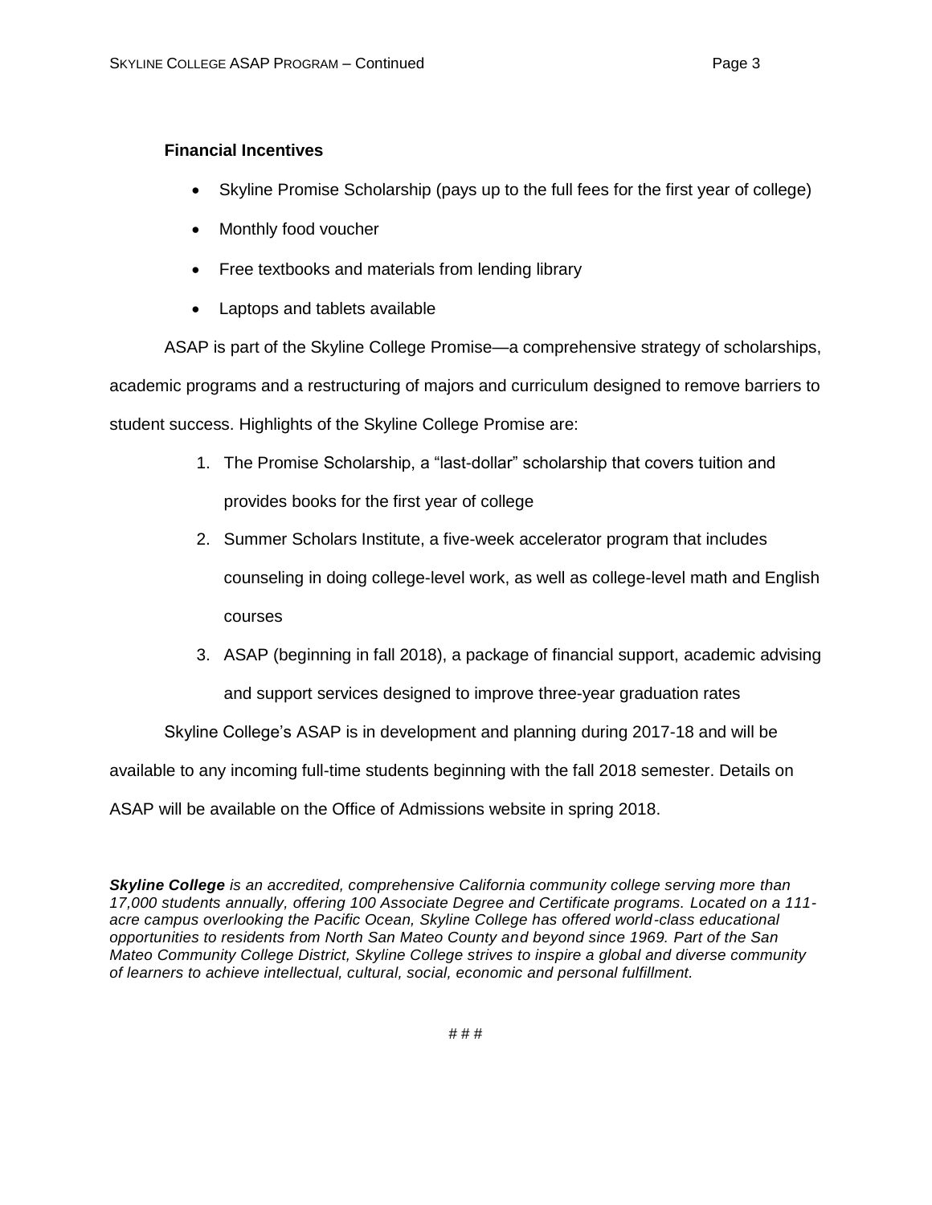**Financial Incentives**

- Skyline Promise Scholarship (pays up to the full fees for the first year of college)
- Monthly food voucher
- Free textbooks and materials from lending library
- Laptops and tablets available

ASAP is part of the Skyline College Promise—a comprehensive strategy of scholarships, academic programs and a restructuring of majors and curriculum designed to remove barriers to student success. Highlights of the Skyline College Promise are:

1. The Promise Scholarship, a "last-dollar" scholarship that covers tuition and provides books for the first year of college
2. Summer Scholars Institute, a five-week accelerator program that includes counseling in doing college-level work, as well as college-level math and English courses
3. ASAP (beginning in fall 2018), a package of financial support, academic advising and support services designed to improve three-year graduation rates

Skyline College's ASAP is in development and planning during 2017-18 and will be available to any incoming full-time students beginning with the fall 2018 semester. Details on ASAP will be available on the Office of Admissions website in spring 2018.

***Skyline College** is an accredited, comprehensive California community college serving more than 17,000 students annually, offering 100 Associate Degree and Certificate programs. Located on a 111-acre campus overlooking the Pacific Ocean, Skyline College has offered world-class educational opportunities to residents from North San Mateo County and beyond since 1969. Part of the San Mateo Community College District, Skyline College strives to inspire a global and diverse community of learners to achieve intellectual, cultural, social, economic and personal fulfillment.*

# # #